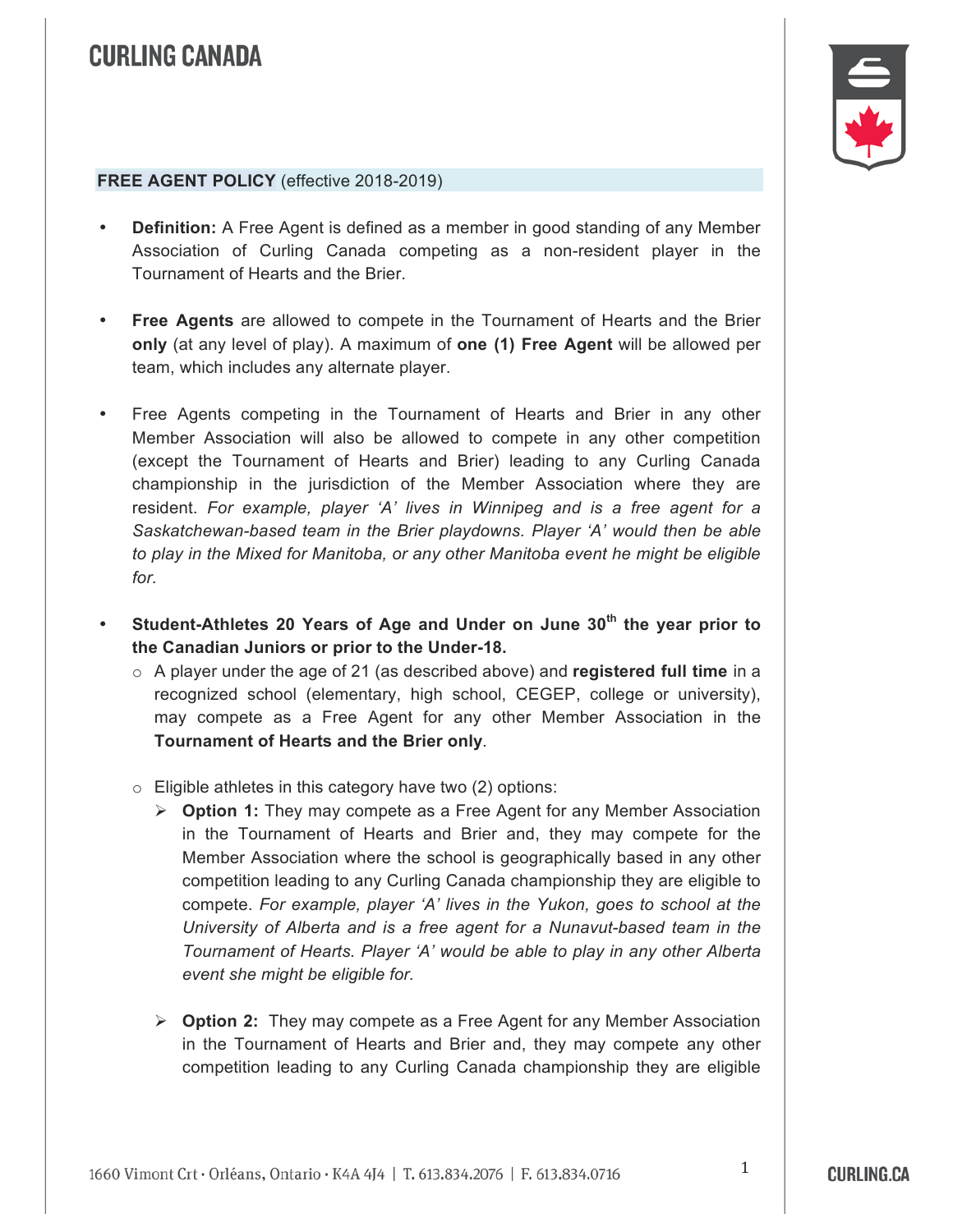# CURLING CANADA

## FREE AGENT POLICY (effective 2018-2019)

- **Definition:** A Free Agent is defined as a member in good standing of any Member Association of Curling Canada competing as a non-resident player in the Tournament of Hearts and the Brier.

- **Free Agents** are allowed to compete in the Tournament of Hearts and the Brier **only** (at any level of play). A maximum of **one (1) Free Agent** will be allowed per team, which includes any alternate player.

- Free Agents competing in the Tournament of Hearts and Brier in any other Member Association will also be allowed to compete in any other competition (except the Tournament of Hearts and Brier) leading to any Curling Canada championship in the jurisdiction of the Member Association where they are resident. *For example, player 'A' lives in Winnipeg and is a free agent for a Saskatchewan-based team in the Brier playdowns. Player 'A' would then be able to play in the Mixed for Manitoba, or any other Manitoba event he might be eligible for.*

- **Student-Athletes 20 Years of Age and Under on June 30th the year prior to the Canadian Juniors or prior to the Under-18.**
  - A player under the age of 21 (as described above) and **registered full time** in a recognized school (elementary, high school, CEGEP, college or university), may compete as a Free Agent for any other Member Association in the **Tournament of Hearts and the Brier only**.

  - Eligible athletes in this category have two (2) options:
    - **Option 1:** They may compete as a Free Agent for any Member Association in the Tournament of Hearts and Brier and, they may compete for the Member Association where the school is geographically based in any other competition leading to any Curling Canada championship they are eligible to compete. *For example, player 'A' lives in the Yukon, goes to school at the University of Alberta and is a free agent for a Nunavut-based team in the Tournament of Hearts. Player 'A' would be able to play in any other Alberta event she might be eligible for.*

    - **Option 2:** They may compete as a Free Agent for any Member Association in the Tournament of Hearts and Brier and, they may compete any other competition leading to any Curling Canada championship they are eligible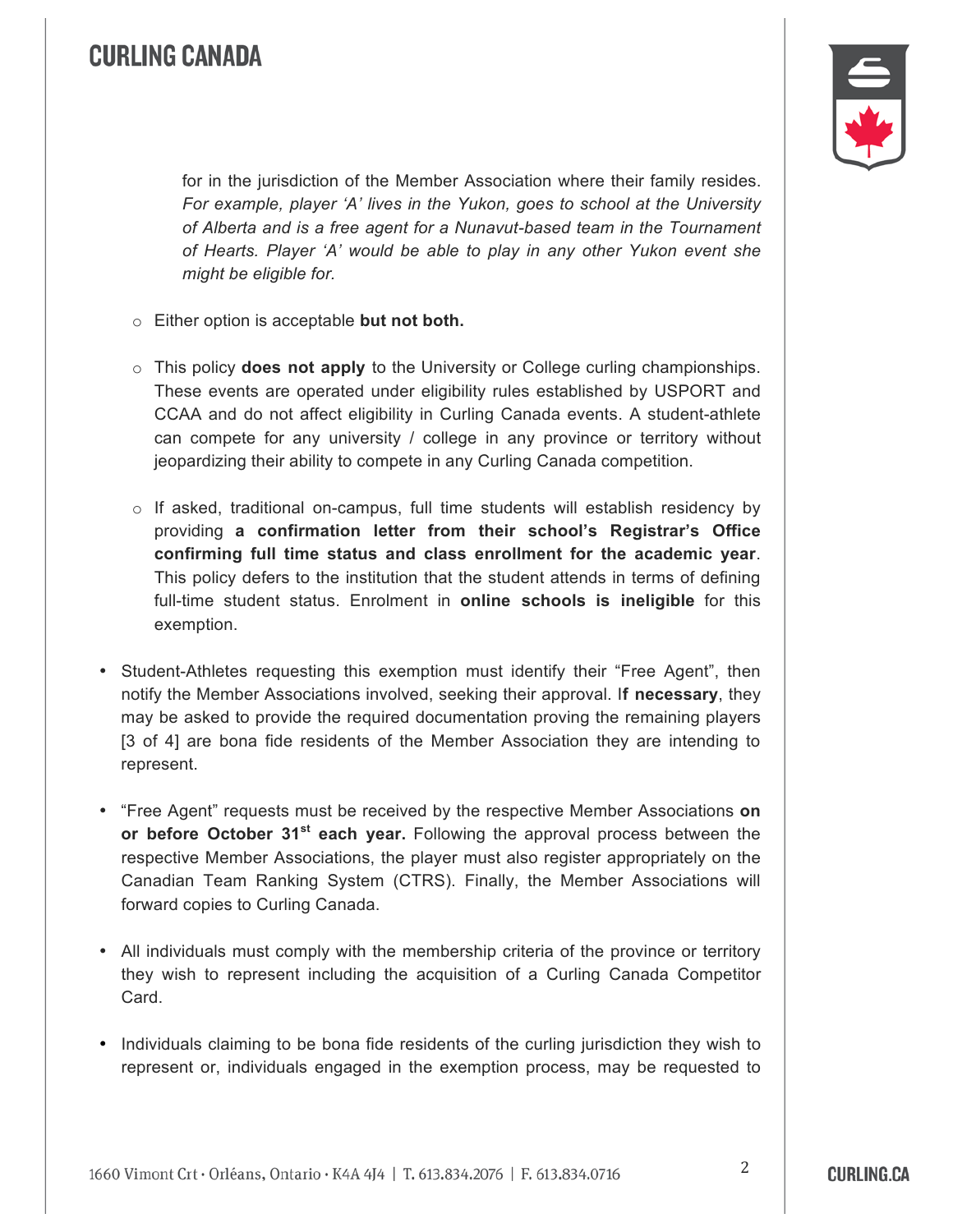for in the jurisdiction of the Member Association where their family resides. *For example, player 'A' lives in the Yukon, goes to school at the University of Alberta and is a free agent for a Nunavut-based team in the Tournament of Hearts. Player 'A' would be able to play in any other Yukon event she might be eligible for.*

  - Either option is acceptable **but not both.**

  - This policy **does not apply** to the University or College curling championships. These events are operated under eligibility rules established by USPORT and CCAA and do not affect eligibility in Curling Canada events. A student-athlete can compete for any university / college in any province or territory without jeopardizing their ability to compete in any Curling Canada competition.

  - If asked, traditional on-campus, full time students will establish residency by providing **a confirmation letter from their school's Registrar's Office confirming full time status and class enrollment for the academic year**. This policy defers to the institution that the student attends in terms of defining full-time student status. Enrolment in **online schools is ineligible** for this exemption.

- Student-Athletes requesting this exemption must identify their "Free Agent", then notify the Member Associations involved, seeking their approval. I**f necessary**, they may be asked to provide the required documentation proving the remaining players [3 of 4] are bona fide residents of the Member Association they are intending to represent.

- "Free Agent" requests must be received by the respective Member Associations **on or before October 31st each year.** Following the approval process between the respective Member Associations, the player must also register appropriately on the Canadian Team Ranking System (CTRS). Finally, the Member Associations will forward copies to Curling Canada.

- All individuals must comply with the membership criteria of the province or territory they wish to represent including the acquisition of a Curling Canada Competitor Card.

- Individuals claiming to be bona fide residents of the curling jurisdiction they wish to represent or, individuals engaged in the exemption process, may be requested to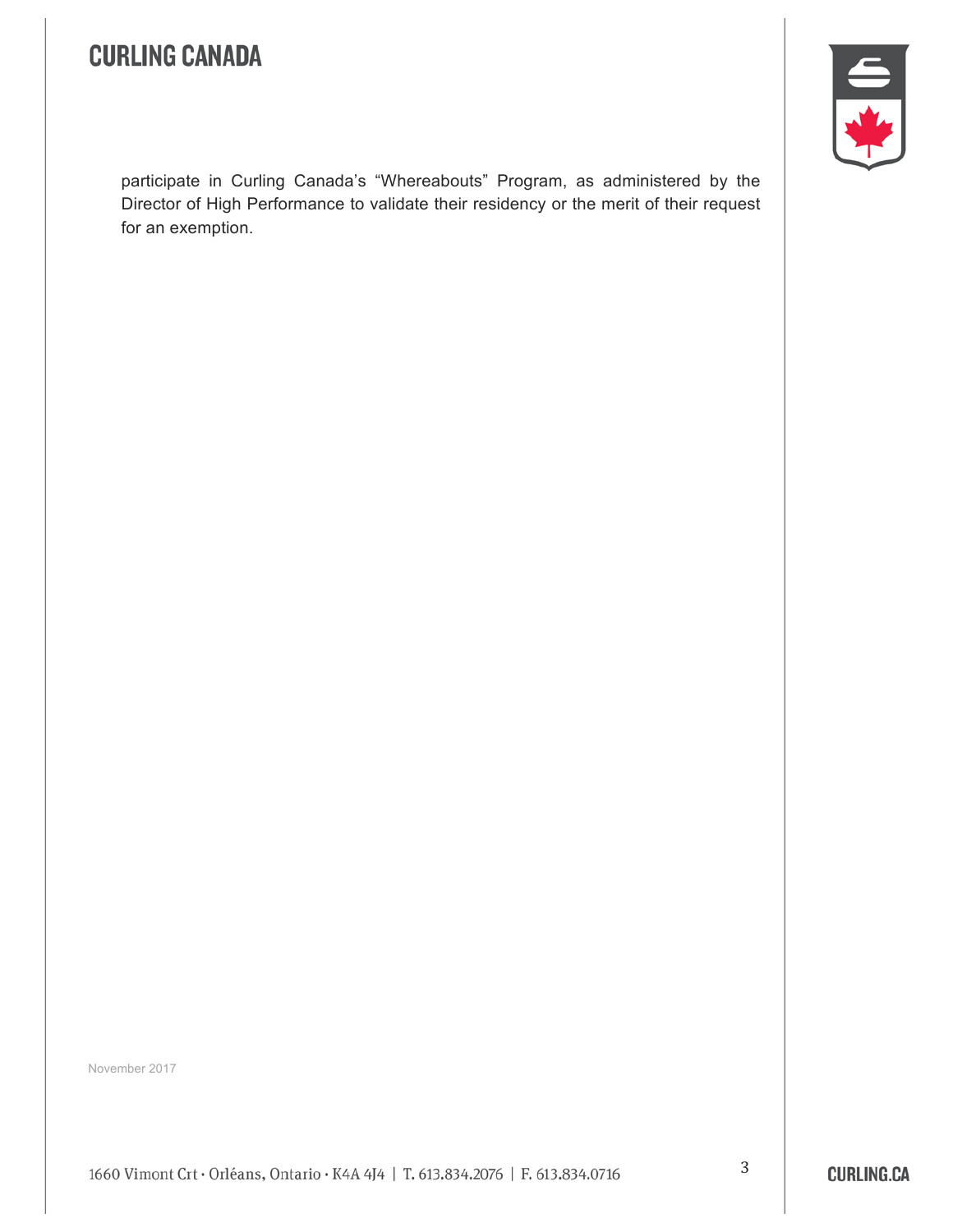participate in Curling Canada's "Whereabouts" Program, as administered by the Director of High Performance to validate their residency or the merit of their request for an exemption.

November 2017